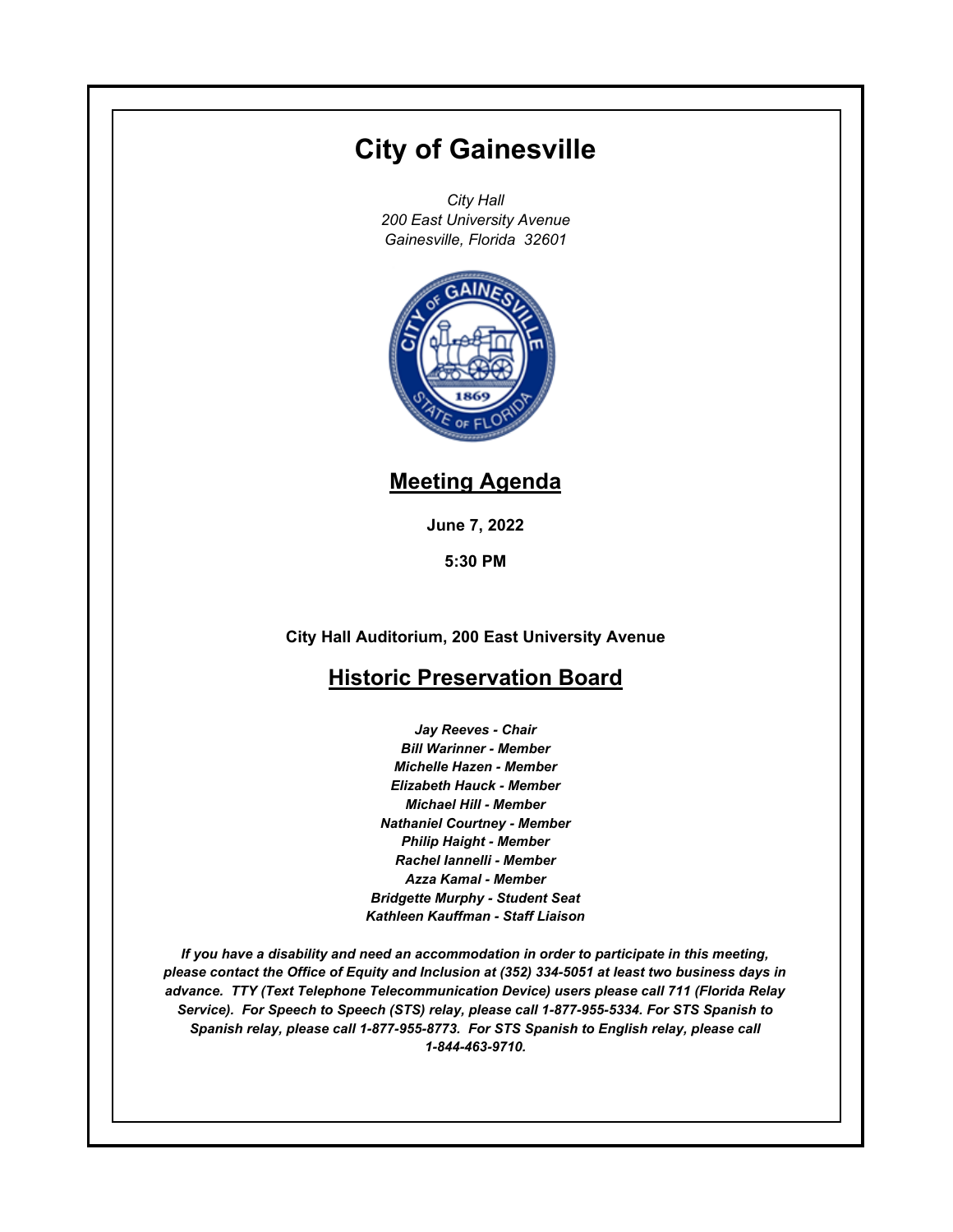# City of Gainesville

*City Hall*
*200 East University Avenue*
*Gainesville, Florida 32601*

## Meeting Agenda

**June 7, 2022**

**5:30 PM**

**City Hall Auditorium, 200 East University Avenue**

## Historic Preservation Board

***Jay Reeves - Chair***
***Bill Warinner - Member***
***Michelle Hazen - Member***
***Elizabeth Hauck - Member***
***Michael Hill - Member***
***Nathaniel Courtney - Member***
***Philip Haight - Member***
***Rachel Iannelli - Member***
***Azza Kamal - Member***
***Bridgette Murphy - Student Seat***
***Kathleen Kauffman - Staff Liaison***

***If you have a disability and need an accommodation in order to participate in this meeting, please contact the Office of Equity and Inclusion at (352) 334-5051 at least two business days in advance. TTY (Text Telephone Telecommunication Device) users please call 711 (Florida Relay Service). For Speech to Speech (STS) relay, please call 1-877-955-5334. For STS Spanish to Spanish relay, please call 1-877-955-8773. For STS Spanish to English relay, please call 1-844-463-9710.***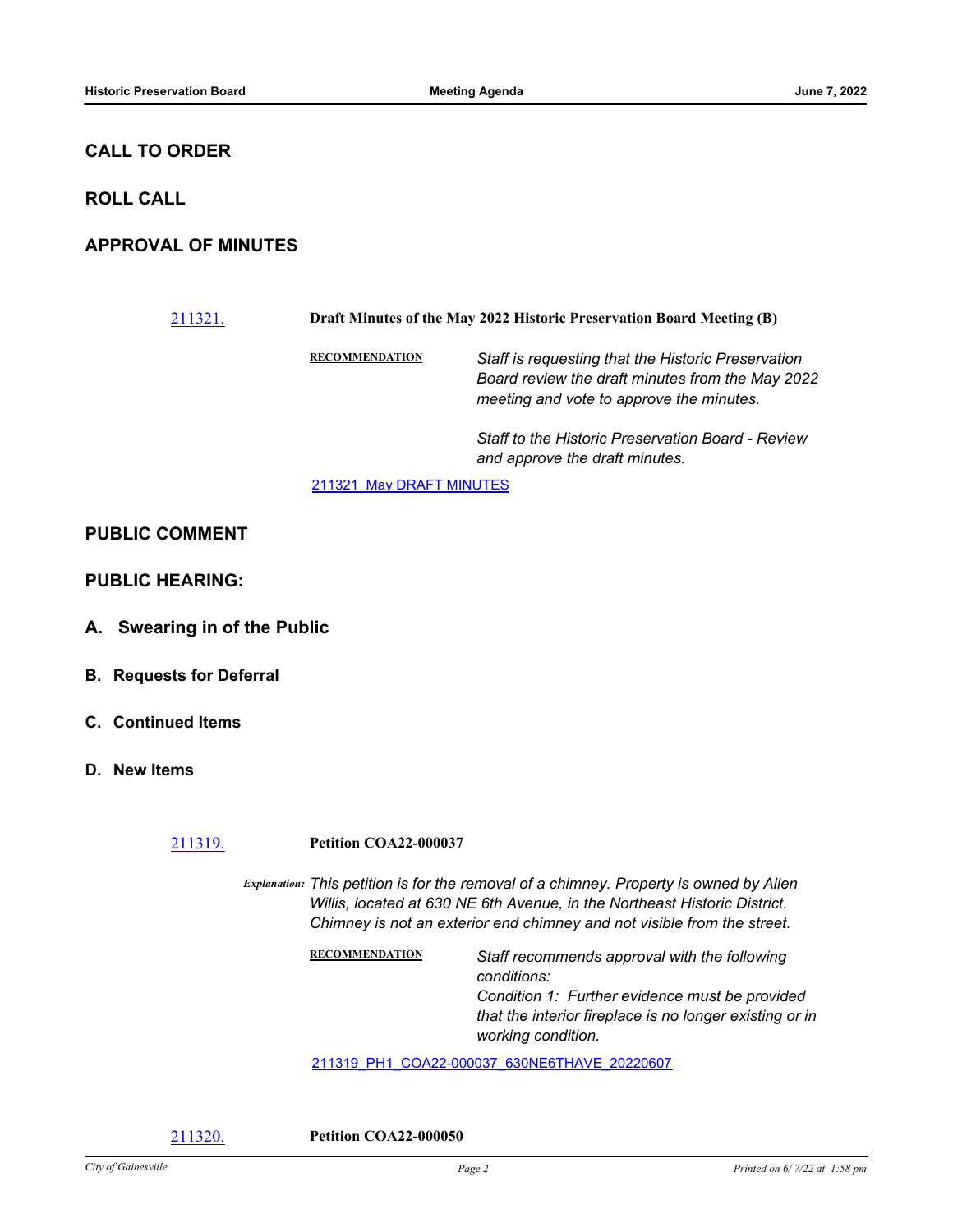## CALL TO ORDER

## ROLL CALL

## APPROVAL OF MINUTES

211321. **Draft Minutes of the May 2022 Historic Preservation Board Meeting (B)**

**RECOMMENDATION**

*Staff is requesting that the Historic Preservation Board review the draft minutes from the May 2022 meeting and vote to approve the minutes.*

*Staff to the Historic Preservation Board - Review and approve the draft minutes.*

211321 May DRAFT MINUTES

## PUBLIC COMMENT

## PUBLIC HEARING:

### A. Swearing in of the Public

### B. Requests for Deferral

### C. Continued Items

### D. New Items

211319. **Petition COA22-000037**

*Explanation:* *This petition is for the removal of a chimney. Property is owned by Allen Willis, located at 630 NE 6th Avenue, in the Northeast Historic District. Chimney is not an exterior end chimney and not visible from the street.*

**RECOMMENDATION**

*Staff recommends approval with the following conditions:*
*Condition 1: Further evidence must be provided that the interior fireplace is no longer existing or in working condition.*

211319_PH1_COA22-000037_630NE6THAVE_20220607

211320. **Petition COA22-000050**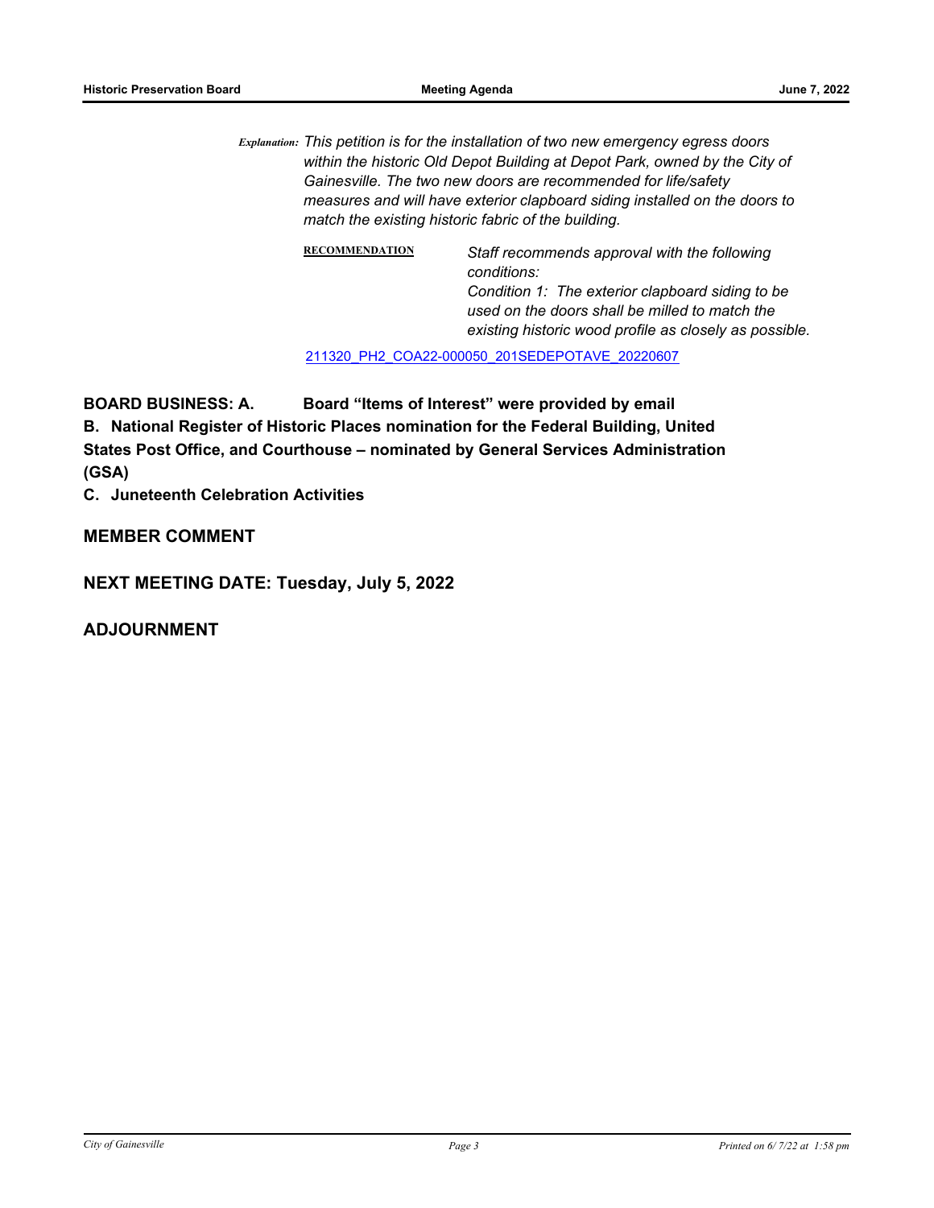*Explanation: This petition is for the installation of two new emergency egress doors within the historic Old Depot Building at Depot Park, owned by the City of Gainesville. The two new doors are recommended for life/safety measures and will have exterior clapboard siding installed on the doors to match the existing historic fabric of the building.*

**RECOMMENDATION** *Staff recommends approval with the following conditions:*
*Condition 1: The exterior clapboard siding to be used on the doors shall be milled to match the existing historic wood profile as closely as possible.*

211320_PH2_COA22-000050_201SEDEPOTAVE_20220607

**BOARD BUSINESS: A. Board "Items of Interest" were provided by email**

**B. National Register of Historic Places nomination for the Federal Building, United States Post Office, and Courthouse – nominated by General Services Administration (GSA)**

**C. Juneteenth Celebration Activities**

## MEMBER COMMENT

## NEXT MEETING DATE: Tuesday, July 5, 2022

## ADJOURNMENT